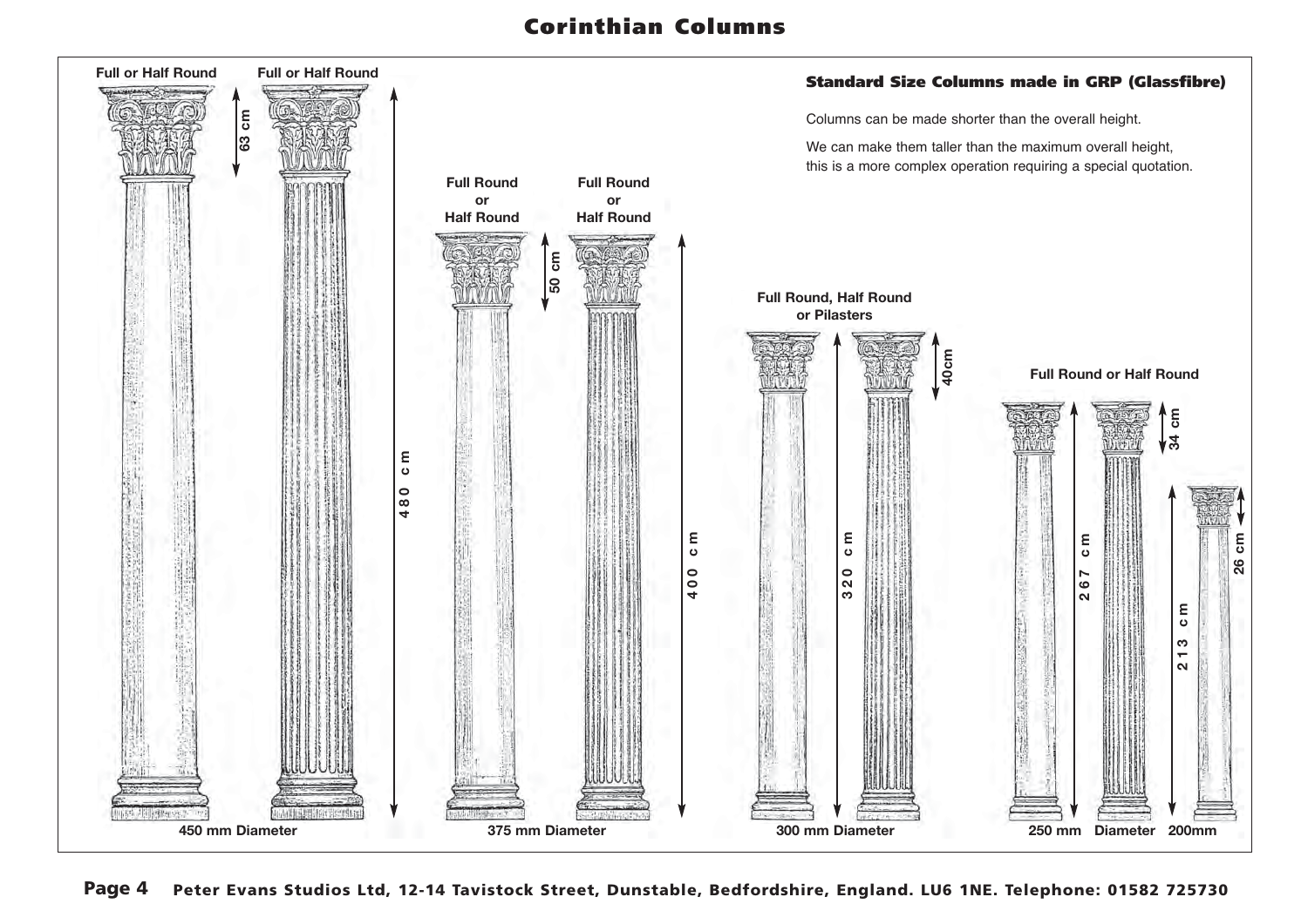# Corinthian Columns

### Standard Size Columns made in GRP (Glassfibre)

Columns can be made shorter than the overall height.

We can make them taller than the maximum overall height, this is a more complex operation requiring a special quotation.

Full or Half Round

Full or Half Round

63 cm

480 cm

450 mm Diameter

Full Round or Half Round

Full Round or Half Round

50 cm

400 cm

375 mm Diameter

Full Round, Half Round or Pilasters

40cm

320 cm

300 mm Diameter

Full Round or Half Round

34 cm

267 cm

26 cm

213 cm

250 mm Diameter 200mm

Peter Evans Studios Ltd, 12-14 Tavistock Street, Dunstable, Bedfordshire, England. LU6 1NE. Telephone: 01582 725730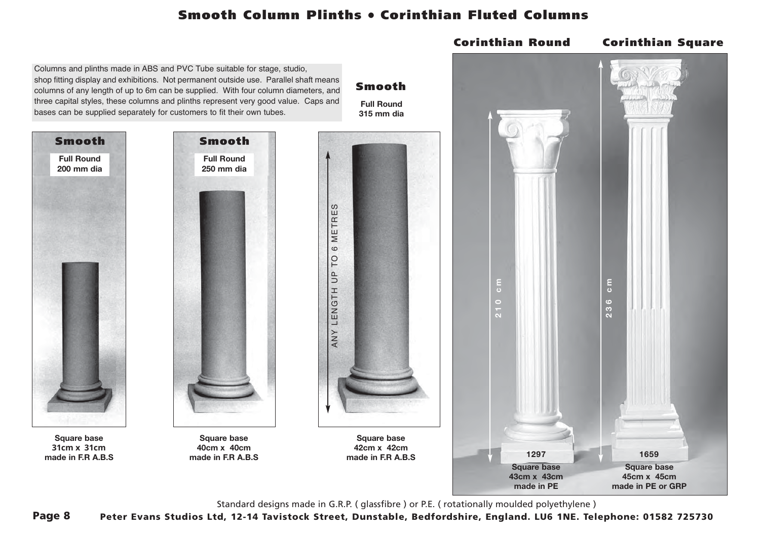# Smooth Column Plinths • Corinthian Fluted Columns

Columns and plinths made in ABS and PVC Tube suitable for stage, studio, shop fitting display and exhibitions. Not permanent outside use. Parallel shaft means columns of any length of up to 6m can be supplied. With four column diameters, and three capital styles, these columns and plinths represent very good value. Caps and bases can be supplied separately for customers to fit their own tubes.

### Smooth

**Full Round 200 mm dia**

**Square base 31cm x 31cm made in F.R A.B.S**

### Smooth

**Full Round 250 mm dia**

**Square base 40cm x 40cm made in F.R A.B.S**

### Smooth

**Full Round 315 mm dia**

ANY LENGTH UP TO 6 METRES

**Square base 42cm x 42cm made in F.R A.B.S**

### Corinthian Round

210 cm

**1297**

**Square base 43cm x 43cm made in PE**

### Corinthian Square

236 cm

**1659**

**Square base 45cm x 45cm made in PE or GRP**

Standard designs made in G.R.P. ( glassfibre ) or P.E. ( rotationally moulded polyethylene )

**Peter Evans Studios Ltd, 12-14 Tavistock Street, Dunstable, Bedfordshire, England. LU6 1NE. Telephone: 01582 725730**